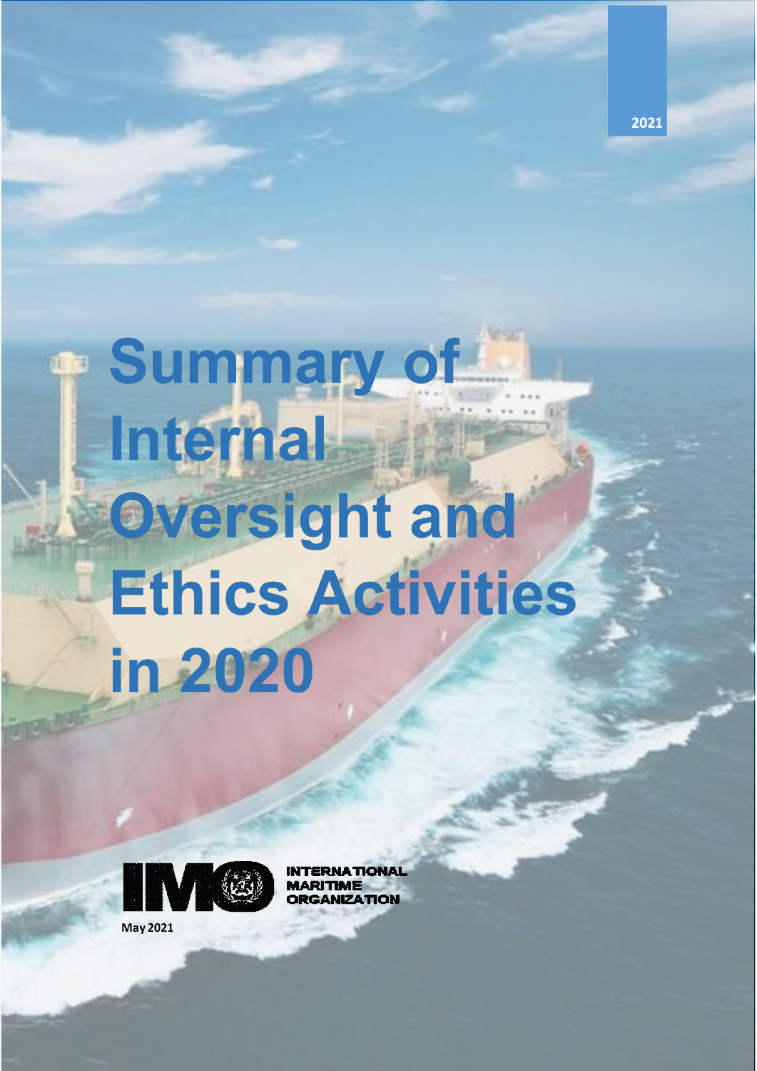2021

# Summary of Internal Oversight and Ethics Activities in 2020

INTERNATIONAL MARITIME ORGANIZATION

May 2021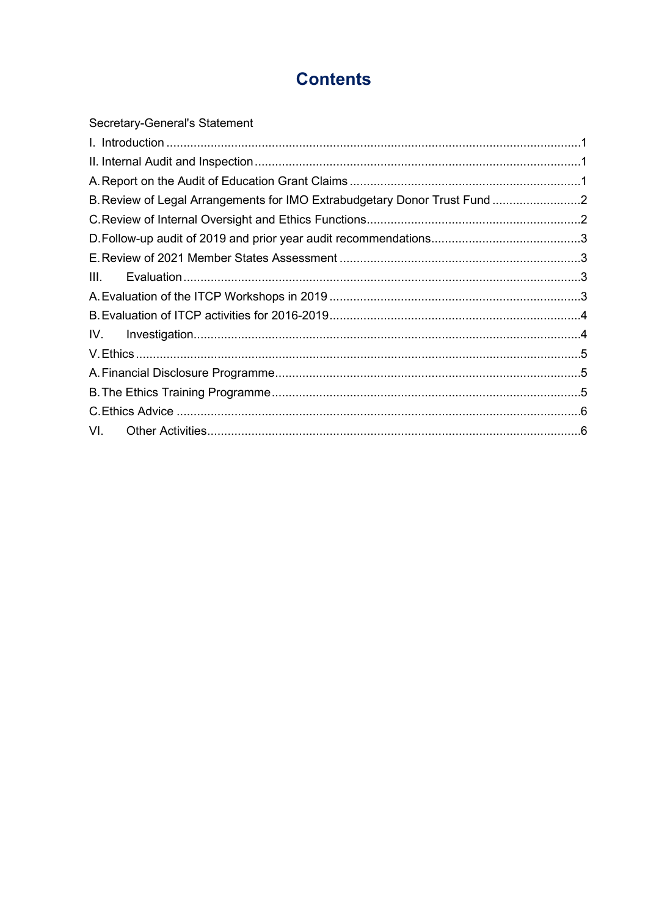# Contents

Secretary-General's Statement

I. Introduction ....................................................................................................................1

II. Internal Audit and Inspection ........................................................................................1

A. Report on the Audit of Education Grant Claims .............................................................1

B. Review of Legal Arrangements for IMO Extrabudgetary Donor Trust Fund ......................2

C. Review of Internal Oversight and Ethics Functions...........................................................2

D. Follow-up audit of 2019 and prior year audit recommendations........................................3

E. Review of 2021 Member States Assessment ......................................................................3

III. Evaluation ....................................................................................................................3

A. Evaluation of the ITCP Workshops in 2019 .......................................................................3

B. Evaluation of ITCP activities for 2016-2019.........................................................................4

IV. Investigation.....................................................................................................................4

V. Ethics ...............................................................................................................................5

A. Financial Disclosure Programme.........................................................................................5

B. The Ethics Training Programme..........................................................................................5

C. Ethics Advice .....................................................................................................................6

VI. Other Activities.................................................................................................................6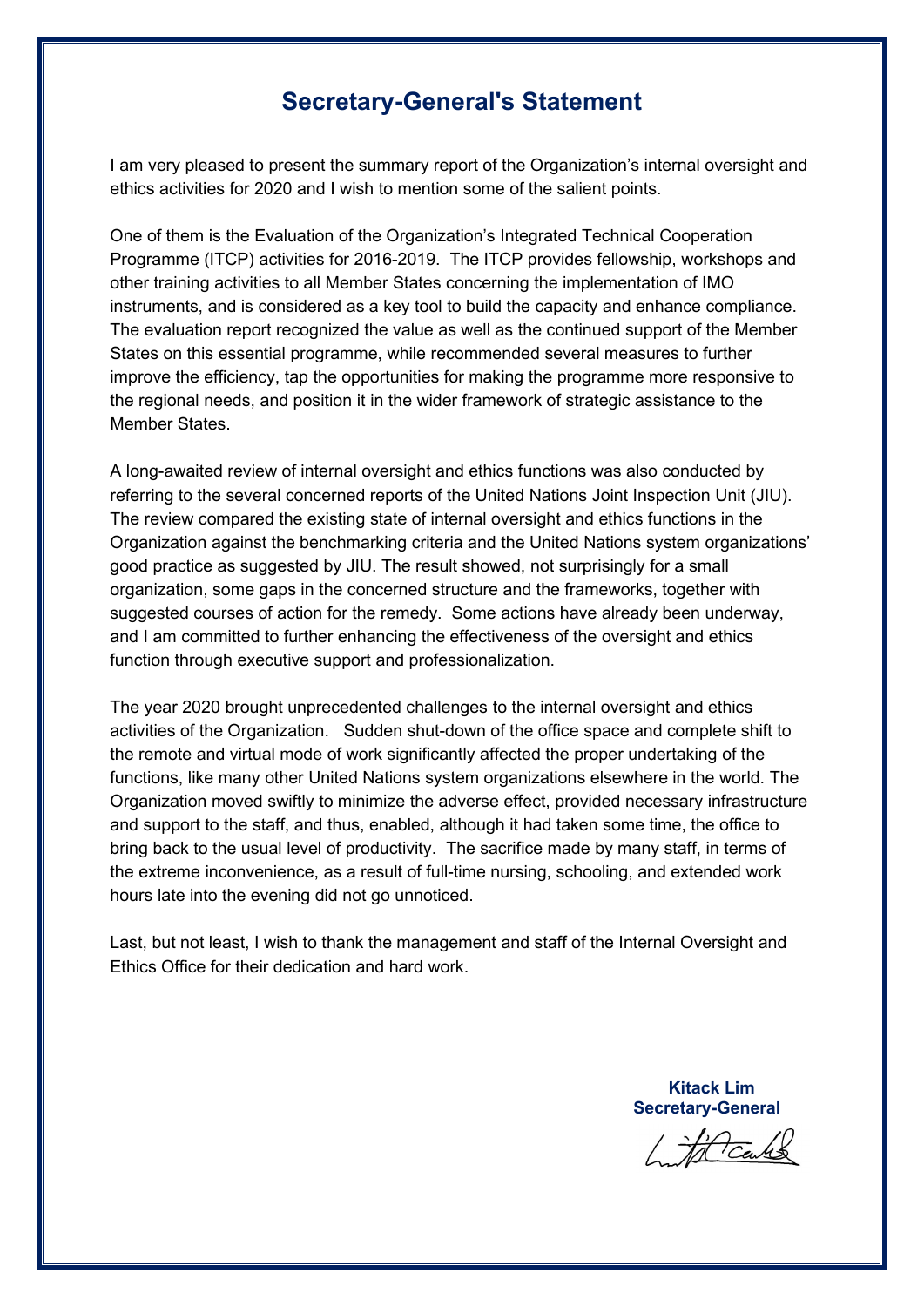# Secretary-General's Statement

I am very pleased to present the summary report of the Organization's internal oversight and ethics activities for 2020 and I wish to mention some of the salient points.

One of them is the Evaluation of the Organization's Integrated Technical Cooperation Programme (ITCP) activities for 2016-2019. The ITCP provides fellowship, workshops and other training activities to all Member States concerning the implementation of IMO instruments, and is considered as a key tool to build the capacity and enhance compliance. The evaluation report recognized the value as well as the continued support of the Member States on this essential programme, while recommended several measures to further improve the efficiency, tap the opportunities for making the programme more responsive to the regional needs, and position it in the wider framework of strategic assistance to the Member States.

A long-awaited review of internal oversight and ethics functions was also conducted by referring to the several concerned reports of the United Nations Joint Inspection Unit (JIU). The review compared the existing state of internal oversight and ethics functions in the Organization against the benchmarking criteria and the United Nations system organizations' good practice as suggested by JIU. The result showed, not surprisingly for a small organization, some gaps in the concerned structure and the frameworks, together with suggested courses of action for the remedy. Some actions have already been underway, and I am committed to further enhancing the effectiveness of the oversight and ethics function through executive support and professionalization.

The year 2020 brought unprecedented challenges to the internal oversight and ethics activities of the Organization. Sudden shut-down of the office space and complete shift to the remote and virtual mode of work significantly affected the proper undertaking of the functions, like many other United Nations system organizations elsewhere in the world. The Organization moved swiftly to minimize the adverse effect, provided necessary infrastructure and support to the staff, and thus, enabled, although it had taken some time, the office to bring back to the usual level of productivity. The sacrifice made by many staff, in terms of the extreme inconvenience, as a result of full-time nursing, schooling, and extended work hours late into the evening did not go unnoticed.

Last, but not least, I wish to thank the management and staff of the Internal Oversight and Ethics Office for their dedication and hard work.

**Kitack Lim**
**Secretary-General**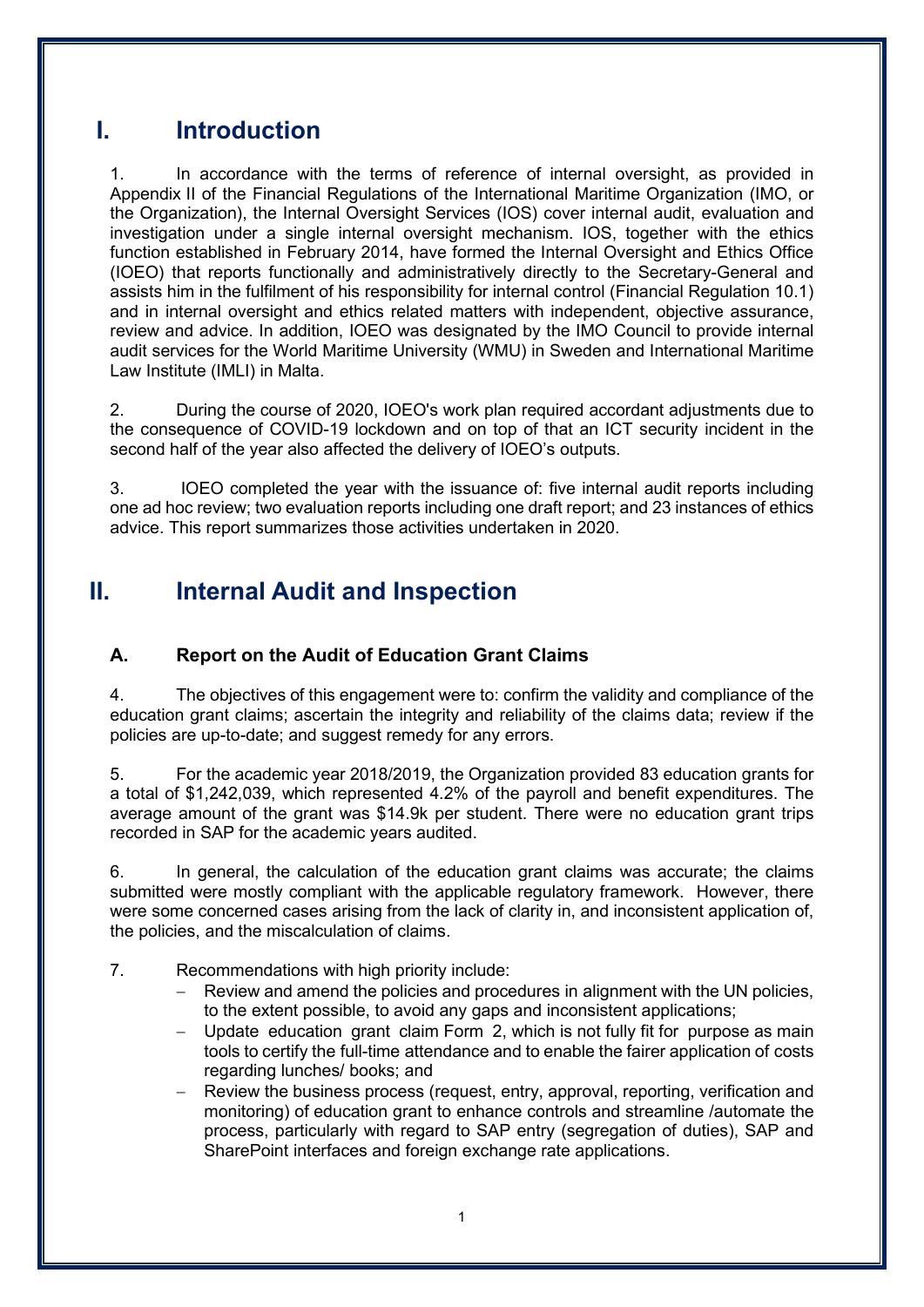# I. Introduction

1. In accordance with the terms of reference of internal oversight, as provided in Appendix II of the Financial Regulations of the International Maritime Organization (IMO, or the Organization), the Internal Oversight Services (IOS) cover internal audit, evaluation and investigation under a single internal oversight mechanism. IOS, together with the ethics function established in February 2014, have formed the Internal Oversight and Ethics Office (IOEO) that reports functionally and administratively directly to the Secretary-General and assists him in the fulfilment of his responsibility for internal control (Financial Regulation 10.1) and in internal oversight and ethics related matters with independent, objective assurance, review and advice. In addition, IOEO was designated by the IMO Council to provide internal audit services for the World Maritime University (WMU) in Sweden and International Maritime Law Institute (IMLI) in Malta.

2. During the course of 2020, IOEO's work plan required accordant adjustments due to the consequence of COVID-19 lockdown and on top of that an ICT security incident in the second half of the year also affected the delivery of IOEO's outputs.

3. IOEO completed the year with the issuance of: five internal audit reports including one ad hoc review; two evaluation reports including one draft report; and 23 instances of ethics advice. This report summarizes those activities undertaken in 2020.

# II. Internal Audit and Inspection

## A. Report on the Audit of Education Grant Claims

4. The objectives of this engagement were to: confirm the validity and compliance of the education grant claims; ascertain the integrity and reliability of the claims data; review if the policies are up-to-date; and suggest remedy for any errors.

5. For the academic year 2018/2019, the Organization provided 83 education grants for a total of $1,242,039, which represented 4.2% of the payroll and benefit expenditures. The average amount of the grant was $14.9k per student. There were no education grant trips recorded in SAP for the academic years audited.

6. In general, the calculation of the education grant claims was accurate; the claims submitted were mostly compliant with the applicable regulatory framework. However, there were some concerned cases arising from the lack of clarity in, and inconsistent application of, the policies, and the miscalculation of claims.

7. Recommendations with high priority include:
   - Review and amend the policies and procedures in alignment with the UN policies, to the extent possible, to avoid any gaps and inconsistent applications;
   - Update education grant claim Form 2, which is not fully fit for purpose as main tools to certify the full-time attendance and to enable the fairer application of costs regarding lunches/ books; and
   - Review the business process (request, entry, approval, reporting, verification and monitoring) of education grant to enhance controls and streamline /automate the process, particularly with regard to SAP entry (segregation of duties), SAP and SharePoint interfaces and foreign exchange rate applications.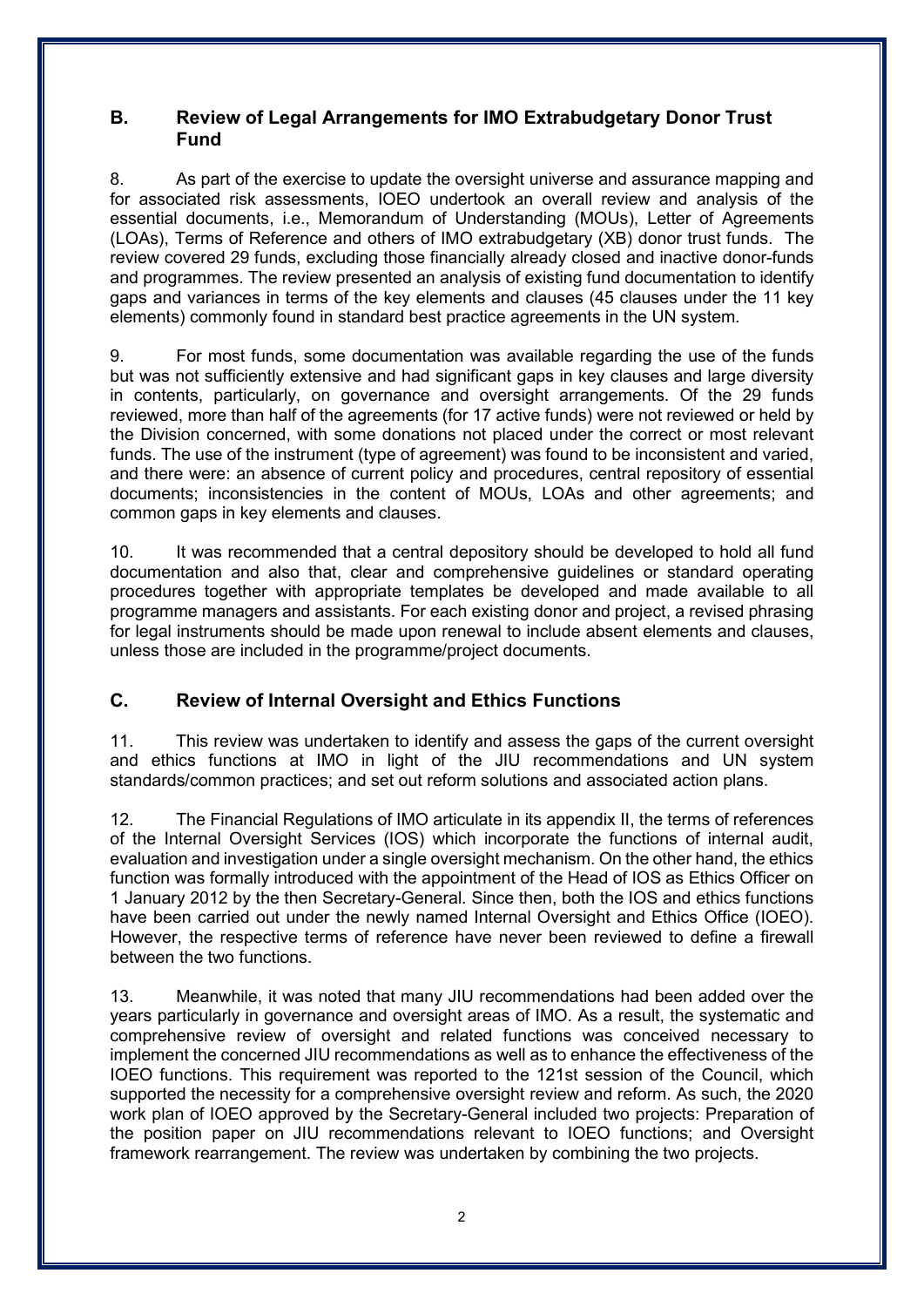## B. Review of Legal Arrangements for IMO Extrabudgetary Donor Trust Fund

8. As part of the exercise to update the oversight universe and assurance mapping and for associated risk assessments, IOEO undertook an overall review and analysis of the essential documents, i.e., Memorandum of Understanding (MOUs), Letter of Agreements (LOAs), Terms of Reference and others of IMO extrabudgetary (XB) donor trust funds. The review covered 29 funds, excluding those financially already closed and inactive donor-funds and programmes. The review presented an analysis of existing fund documentation to identify gaps and variances in terms of the key elements and clauses (45 clauses under the 11 key elements) commonly found in standard best practice agreements in the UN system.

9. For most funds, some documentation was available regarding the use of the funds but was not sufficiently extensive and had significant gaps in key clauses and large diversity in contents, particularly, on governance and oversight arrangements. Of the 29 funds reviewed, more than half of the agreements (for 17 active funds) were not reviewed or held by the Division concerned, with some donations not placed under the correct or most relevant funds. The use of the instrument (type of agreement) was found to be inconsistent and varied, and there were: an absence of current policy and procedures, central repository of essential documents; inconsistencies in the content of MOUs, LOAs and other agreements; and common gaps in key elements and clauses.

10. It was recommended that a central depository should be developed to hold all fund documentation and also that, clear and comprehensive guidelines or standard operating procedures together with appropriate templates be developed and made available to all programme managers and assistants. For each existing donor and project, a revised phrasing for legal instruments should be made upon renewal to include absent elements and clauses, unless those are included in the programme/project documents.

## C. Review of Internal Oversight and Ethics Functions

11. This review was undertaken to identify and assess the gaps of the current oversight and ethics functions at IMO in light of the JIU recommendations and UN system standards/common practices; and set out reform solutions and associated action plans.

12. The Financial Regulations of IMO articulate in its appendix II, the terms of references of the Internal Oversight Services (IOS) which incorporate the functions of internal audit, evaluation and investigation under a single oversight mechanism. On the other hand, the ethics function was formally introduced with the appointment of the Head of IOS as Ethics Officer on 1 January 2012 by the then Secretary-General. Since then, both the IOS and ethics functions have been carried out under the newly named Internal Oversight and Ethics Office (IOEO). However, the respective terms of reference have never been reviewed to define a firewall between the two functions.

13. Meanwhile, it was noted that many JIU recommendations had been added over the years particularly in governance and oversight areas of IMO. As a result, the systematic and comprehensive review of oversight and related functions was conceived necessary to implement the concerned JIU recommendations as well as to enhance the effectiveness of the IOEO functions. This requirement was reported to the 121st session of the Council, which supported the necessity for a comprehensive oversight review and reform. As such, the 2020 work plan of IOEO approved by the Secretary-General included two projects: Preparation of the position paper on JIU recommendations relevant to IOEO functions; and Oversight framework rearrangement. The review was undertaken by combining the two projects.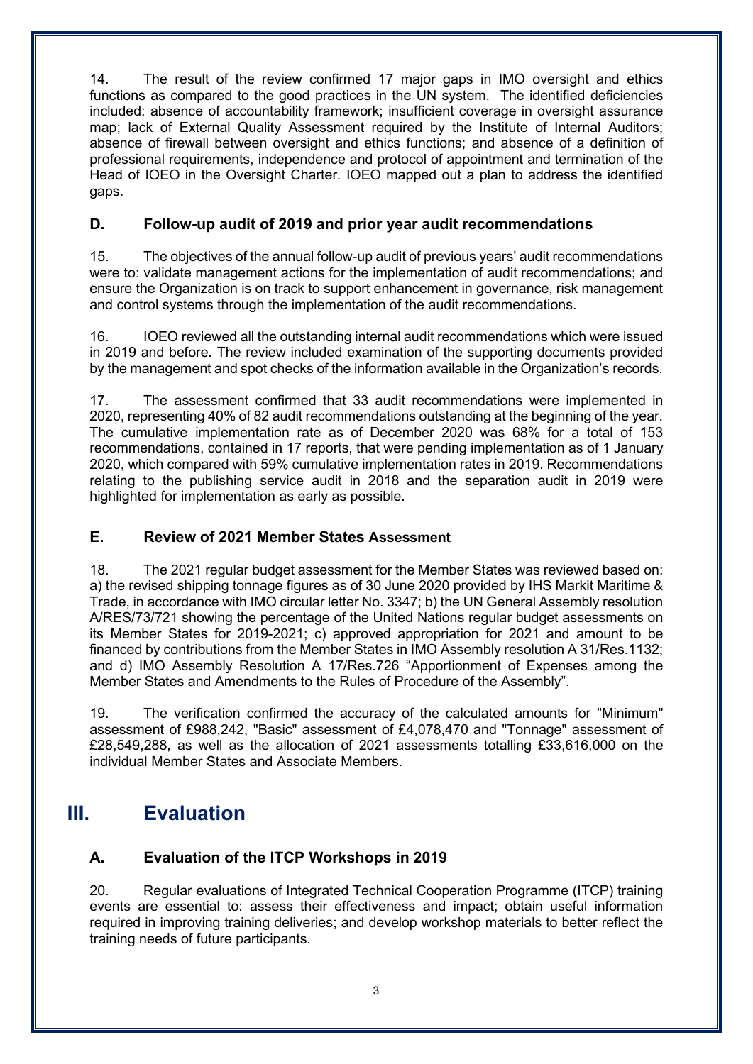14. The result of the review confirmed 17 major gaps in IMO oversight and ethics functions as compared to the good practices in the UN system. The identified deficiencies included: absence of accountability framework; insufficient coverage in oversight assurance map; lack of External Quality Assessment required by the Institute of Internal Auditors; absence of firewall between oversight and ethics functions; and absence of a definition of professional requirements, independence and protocol of appointment and termination of the Head of IOEO in the Oversight Charter. IOEO mapped out a plan to address the identified gaps.

### D. Follow-up audit of 2019 and prior year audit recommendations

15. The objectives of the annual follow-up audit of previous years' audit recommendations were to: validate management actions for the implementation of audit recommendations; and ensure the Organization is on track to support enhancement in governance, risk management and control systems through the implementation of the audit recommendations.

16. IOEO reviewed all the outstanding internal audit recommendations which were issued in 2019 and before. The review included examination of the supporting documents provided by the management and spot checks of the information available in the Organization's records.

17. The assessment confirmed that 33 audit recommendations were implemented in 2020, representing 40% of 82 audit recommendations outstanding at the beginning of the year. The cumulative implementation rate as of December 2020 was 68% for a total of 153 recommendations, contained in 17 reports, that were pending implementation as of 1 January 2020, which compared with 59% cumulative implementation rates in 2019. Recommendations relating to the publishing service audit in 2018 and the separation audit in 2019 were highlighted for implementation as early as possible.

### E. Review of 2021 Member States Assessment

18. The 2021 regular budget assessment for the Member States was reviewed based on: a) the revised shipping tonnage figures as of 30 June 2020 provided by IHS Markit Maritime & Trade, in accordance with IMO circular letter No. 3347; b) the UN General Assembly resolution A/RES/73/721 showing the percentage of the United Nations regular budget assessments on its Member States for 2019-2021; c) approved appropriation for 2021 and amount to be financed by contributions from the Member States in IMO Assembly resolution A 31/Res.1132; and d) IMO Assembly Resolution A 17/Res.726 "Apportionment of Expenses among the Member States and Amendments to the Rules of Procedure of the Assembly".

19. The verification confirmed the accuracy of the calculated amounts for "Minimum" assessment of £988,242, "Basic" assessment of £4,078,470 and "Tonnage" assessment of £28,549,288, as well as the allocation of 2021 assessments totalling £33,616,000 on the individual Member States and Associate Members.

## III. Evaluation

### A. Evaluation of the ITCP Workshops in 2019

20. Regular evaluations of Integrated Technical Cooperation Programme (ITCP) training events are essential to: assess their effectiveness and impact; obtain useful information required in improving training deliveries; and develop workshop materials to better reflect the training needs of future participants.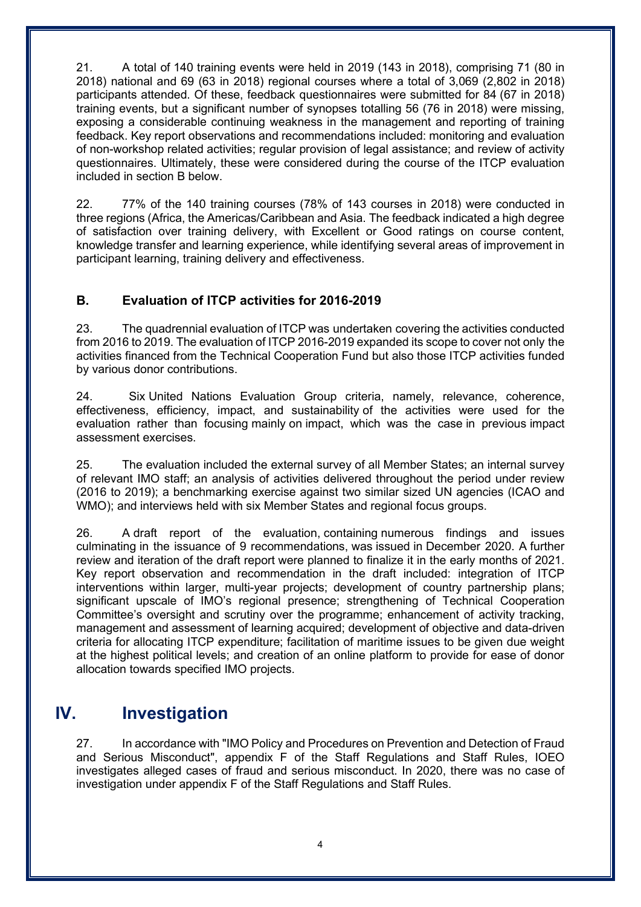21. A total of 140 training events were held in 2019 (143 in 2018), comprising 71 (80 in 2018) national and 69 (63 in 2018) regional courses where a total of 3,069 (2,802 in 2018) participants attended. Of these, feedback questionnaires were submitted for 84 (67 in 2018) training events, but a significant number of synopses totalling 56 (76 in 2018) were missing, exposing a considerable continuing weakness in the management and reporting of training feedback. Key report observations and recommendations included: monitoring and evaluation of non-workshop related activities; regular provision of legal assistance; and review of activity questionnaires. Ultimately, these were considered during the course of the ITCP evaluation included in section B below.

22. 77% of the 140 training courses (78% of 143 courses in 2018) were conducted in three regions (Africa, the Americas/Caribbean and Asia. The feedback indicated a high degree of satisfaction over training delivery, with Excellent or Good ratings on course content, knowledge transfer and learning experience, while identifying several areas of improvement in participant learning, training delivery and effectiveness.

### B. Evaluation of ITCP activities for 2016-2019

23. The quadrennial evaluation of ITCP was undertaken covering the activities conducted from 2016 to 2019. The evaluation of ITCP 2016-2019 expanded its scope to cover not only the activities financed from the Technical Cooperation Fund but also those ITCP activities funded by various donor contributions.

24. Six United Nations Evaluation Group criteria, namely, relevance, coherence, effectiveness, efficiency, impact, and sustainability of the activities were used for the evaluation rather than focusing mainly on impact, which was the case in previous impact assessment exercises.

25. The evaluation included the external survey of all Member States; an internal survey of relevant IMO staff; an analysis of activities delivered throughout the period under review (2016 to 2019); a benchmarking exercise against two similar sized UN agencies (ICAO and WMO); and interviews held with six Member States and regional focus groups.

26. A draft report of the evaluation, containing numerous findings and issues culminating in the issuance of 9 recommendations, was issued in December 2020. A further review and iteration of the draft report were planned to finalize it in the early months of 2021. Key report observation and recommendation in the draft included: integration of ITCP interventions within larger, multi-year projects; development of country partnership plans; significant upscale of IMO's regional presence; strengthening of Technical Cooperation Committee's oversight and scrutiny over the programme; enhancement of activity tracking, management and assessment of learning acquired; development of objective and data-driven criteria for allocating ITCP expenditure; facilitation of maritime issues to be given due weight at the highest political levels; and creation of an online platform to provide for ease of donor allocation towards specified IMO projects.

## IV. Investigation

27. In accordance with "IMO Policy and Procedures on Prevention and Detection of Fraud and Serious Misconduct", appendix F of the Staff Regulations and Staff Rules, IOEO investigates alleged cases of fraud and serious misconduct. In 2020, there was no case of investigation under appendix F of the Staff Regulations and Staff Rules.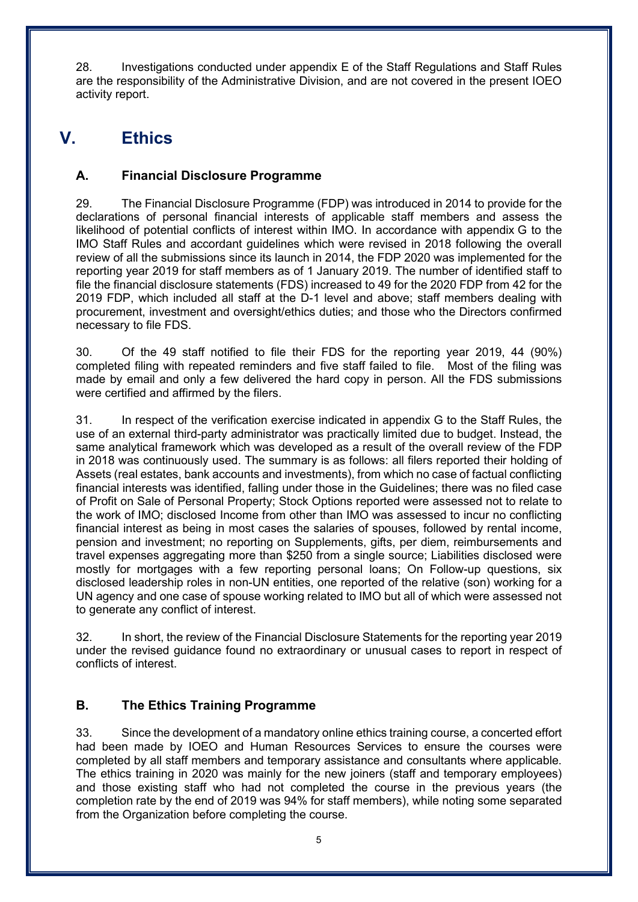28. Investigations conducted under appendix E of the Staff Regulations and Staff Rules are the responsibility of the Administrative Division, and are not covered in the present IOEO activity report.

# V. Ethics

## A. Financial Disclosure Programme

29. The Financial Disclosure Programme (FDP) was introduced in 2014 to provide for the declarations of personal financial interests of applicable staff members and assess the likelihood of potential conflicts of interest within IMO. In accordance with appendix G to the IMO Staff Rules and accordant guidelines which were revised in 2018 following the overall review of all the submissions since its launch in 2014, the FDP 2020 was implemented for the reporting year 2019 for staff members as of 1 January 2019. The number of identified staff to file the financial disclosure statements (FDS) increased to 49 for the 2020 FDP from 42 for the 2019 FDP, which included all staff at the D-1 level and above; staff members dealing with procurement, investment and oversight/ethics duties; and those who the Directors confirmed necessary to file FDS.

30. Of the 49 staff notified to file their FDS for the reporting year 2019, 44 (90%) completed filing with repeated reminders and five staff failed to file. Most of the filing was made by email and only a few delivered the hard copy in person. All the FDS submissions were certified and affirmed by the filers.

31. In respect of the verification exercise indicated in appendix G to the Staff Rules, the use of an external third-party administrator was practically limited due to budget. Instead, the same analytical framework which was developed as a result of the overall review of the FDP in 2018 was continuously used. The summary is as follows: all filers reported their holding of Assets (real estates, bank accounts and investments), from which no case of factual conflicting financial interests was identified, falling under those in the Guidelines; there was no filed case of Profit on Sale of Personal Property; Stock Options reported were assessed not to relate to the work of IMO; disclosed Income from other than IMO was assessed to incur no conflicting financial interest as being in most cases the salaries of spouses, followed by rental income, pension and investment; no reporting on Supplements, gifts, per diem, reimbursements and travel expenses aggregating more than $250 from a single source; Liabilities disclosed were mostly for mortgages with a few reporting personal loans; On Follow-up questions, six disclosed leadership roles in non-UN entities, one reported of the relative (son) working for a UN agency and one case of spouse working related to IMO but all of which were assessed not to generate any conflict of interest.

32. In short, the review of the Financial Disclosure Statements for the reporting year 2019 under the revised guidance found no extraordinary or unusual cases to report in respect of conflicts of interest.

## B. The Ethics Training Programme

33. Since the development of a mandatory online ethics training course, a concerted effort had been made by IOEO and Human Resources Services to ensure the courses were completed by all staff members and temporary assistance and consultants where applicable. The ethics training in 2020 was mainly for the new joiners (staff and temporary employees) and those existing staff who had not completed the course in the previous years (the completion rate by the end of 2019 was 94% for staff members), while noting some separated from the Organization before completing the course.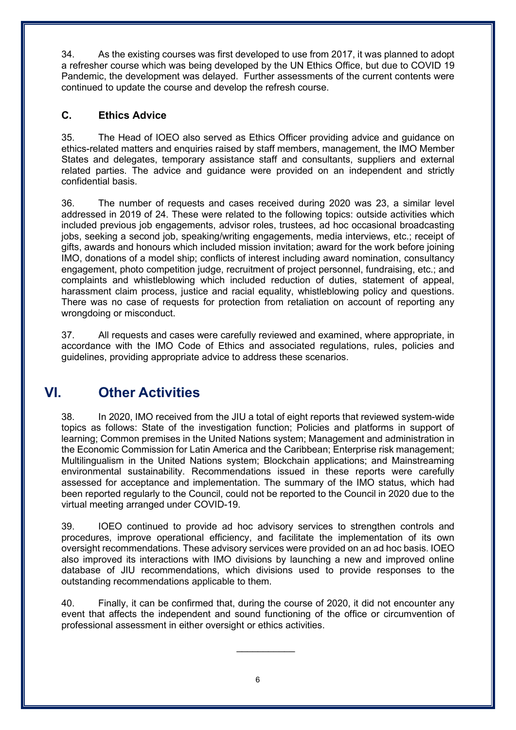34. As the existing courses was first developed to use from 2017, it was planned to adopt a refresher course which was being developed by the UN Ethics Office, but due to COVID 19 Pandemic, the development was delayed. Further assessments of the current contents were continued to update the course and develop the refresh course.

### C. Ethics Advice

35. The Head of IOEO also served as Ethics Officer providing advice and guidance on ethics-related matters and enquiries raised by staff members, management, the IMO Member States and delegates, temporary assistance staff and consultants, suppliers and external related parties. The advice and guidance were provided on an independent and strictly confidential basis.

36. The number of requests and cases received during 2020 was 23, a similar level addressed in 2019 of 24. These were related to the following topics: outside activities which included previous job engagements, advisor roles, trustees, ad hoc occasional broadcasting jobs, seeking a second job, speaking/writing engagements, media interviews, etc.; receipt of gifts, awards and honours which included mission invitation; award for the work before joining IMO, donations of a model ship; conflicts of interest including award nomination, consultancy engagement, photo competition judge, recruitment of project personnel, fundraising, etc.; and complaints and whistleblowing which included reduction of duties, statement of appeal, harassment claim process, justice and racial equality, whistleblowing policy and questions. There was no case of requests for protection from retaliation on account of reporting any wrongdoing or misconduct.

37. All requests and cases were carefully reviewed and examined, where appropriate, in accordance with the IMO Code of Ethics and associated regulations, rules, policies and guidelines, providing appropriate advice to address these scenarios.

## VI. Other Activities

38. In 2020, IMO received from the JIU a total of eight reports that reviewed system-wide topics as follows: State of the investigation function; Policies and platforms in support of learning; Common premises in the United Nations system; Management and administration in the Economic Commission for Latin America and the Caribbean; Enterprise risk management; Multilingualism in the United Nations system; Blockchain applications; and Mainstreaming environmental sustainability. Recommendations issued in these reports were carefully assessed for acceptance and implementation. The summary of the IMO status, which had been reported regularly to the Council, could not be reported to the Council in 2020 due to the virtual meeting arranged under COVID-19.

39. IOEO continued to provide ad hoc advisory services to strengthen controls and procedures, improve operational efficiency, and facilitate the implementation of its own oversight recommendations. These advisory services were provided on an ad hoc basis. IOEO also improved its interactions with IMO divisions by launching a new and improved online database of JIU recommendations, which divisions used to provide responses to the outstanding recommendations applicable to them.

40. Finally, it can be confirmed that, during the course of 2020, it did not encounter any event that affects the independent and sound functioning of the office or circumvention of professional assessment in either oversight or ethics activities.

\_\_\_\_\_\_\_\_\_\_\_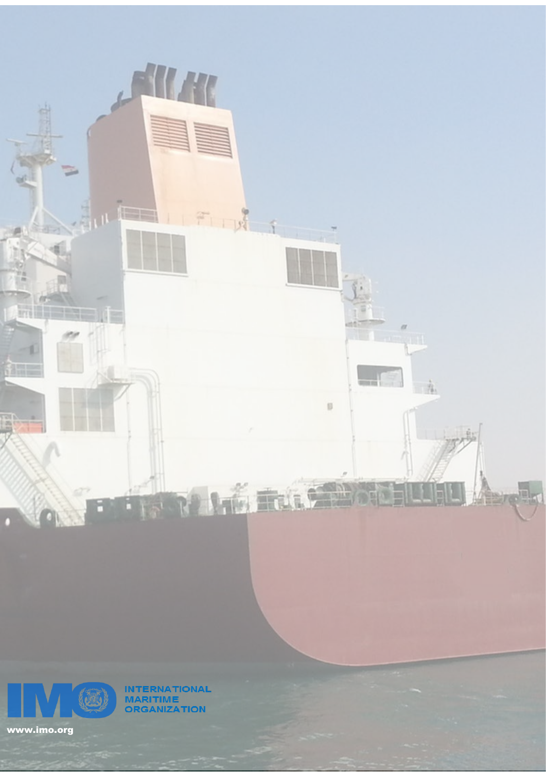INTERNATIONAL
MARITIME
ORGANIZATION

www.imo.org